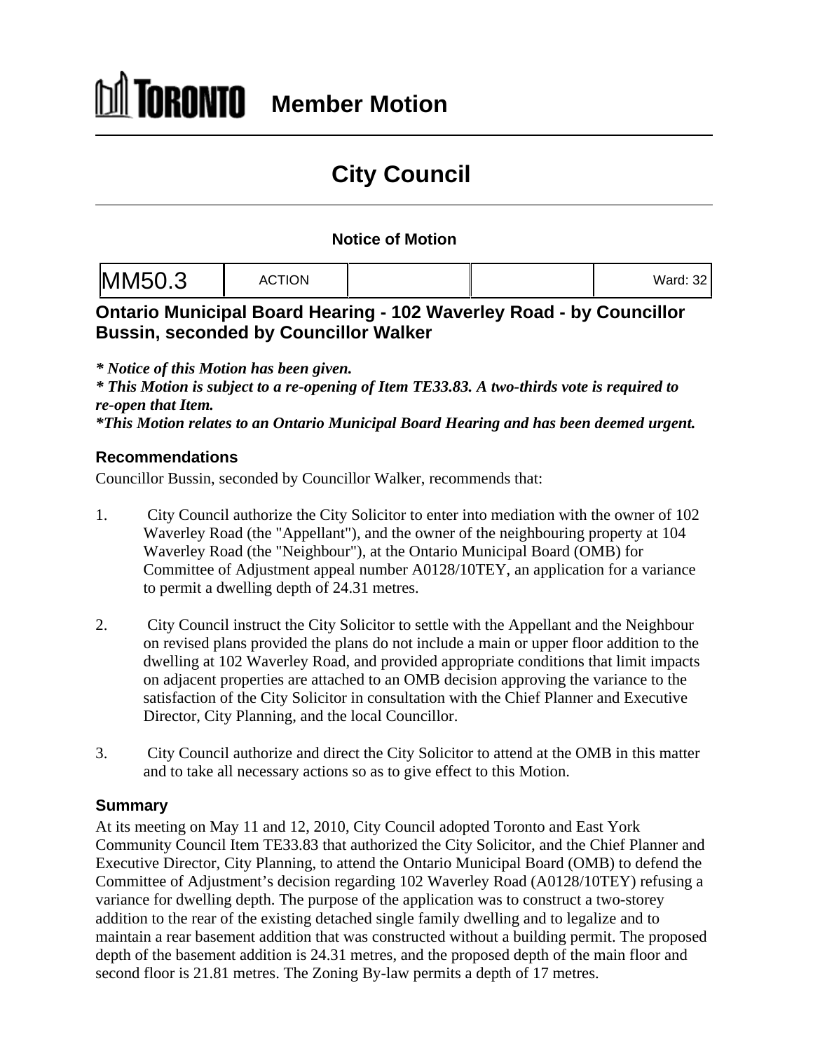# TORONTO Member Motion

# City Council

### Notice of Motion

| MM50.3 | ACTION | | | Ward: 32 |
|---|---|---|---|---|

## Ontario Municipal Board Hearing - 102 Waverley Road - by Councillor Bussin, seconded by Councillor Walker

***\* Notice of this Motion has been given.***
***\* This Motion is subject to a re-opening of Item TE33.83. A two-thirds vote is required to re-open that Item.***
***\*This Motion relates to an Ontario Municipal Board Hearing and has been deemed urgent.***

### Recommendations

Councillor Bussin, seconded by Councillor Walker, recommends that:

1. City Council authorize the City Solicitor to enter into mediation with the owner of 102 Waverley Road (the "Appellant"), and the owner of the neighbouring property at 104 Waverley Road (the "Neighbour"), at the Ontario Municipal Board (OMB) for Committee of Adjustment appeal number A0128/10TEY, an application for a variance to permit a dwelling depth of 24.31 metres.

2. City Council instruct the City Solicitor to settle with the Appellant and the Neighbour on revised plans provided the plans do not include a main or upper floor addition to the dwelling at 102 Waverley Road, and provided appropriate conditions that limit impacts on adjacent properties are attached to an OMB decision approving the variance to the satisfaction of the City Solicitor in consultation with the Chief Planner and Executive Director, City Planning, and the local Councillor.

3. City Council authorize and direct the City Solicitor to attend at the OMB in this matter and to take all necessary actions so as to give effect to this Motion.

### Summary

At its meeting on May 11 and 12, 2010, City Council adopted Toronto and East York Community Council Item TE33.83 that authorized the City Solicitor, and the Chief Planner and Executive Director, City Planning, to attend the Ontario Municipal Board (OMB) to defend the Committee of Adjustment's decision regarding 102 Waverley Road (A0128/10TEY) refusing a variance for dwelling depth. The purpose of the application was to construct a two-storey addition to the rear of the existing detached single family dwelling and to legalize and to maintain a rear basement addition that was constructed without a building permit. The proposed depth of the basement addition is 24.31 metres, and the proposed depth of the main floor and second floor is 21.81 metres. The Zoning By-law permits a depth of 17 metres.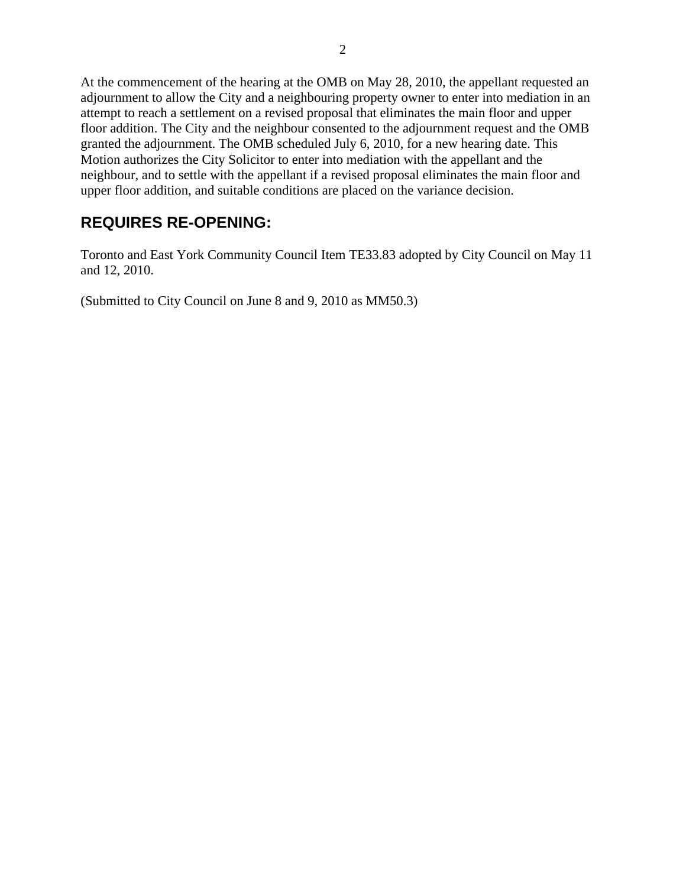At the commencement of the hearing at the OMB on May 28, 2010, the appellant requested an adjournment to allow the City and a neighbouring property owner to enter into mediation in an attempt to reach a settlement on a revised proposal that eliminates the main floor and upper floor addition. The City and the neighbour consented to the adjournment request and the OMB granted the adjournment. The OMB scheduled July 6, 2010, for a new hearing date. This Motion authorizes the City Solicitor to enter into mediation with the appellant and the neighbour, and to settle with the appellant if a revised proposal eliminates the main floor and upper floor addition, and suitable conditions are placed on the variance decision.

## REQUIRES RE-OPENING:

Toronto and East York Community Council Item TE33.83 adopted by City Council on May 11 and 12, 2010.

(Submitted to City Council on June 8 and 9, 2010 as MM50.3)